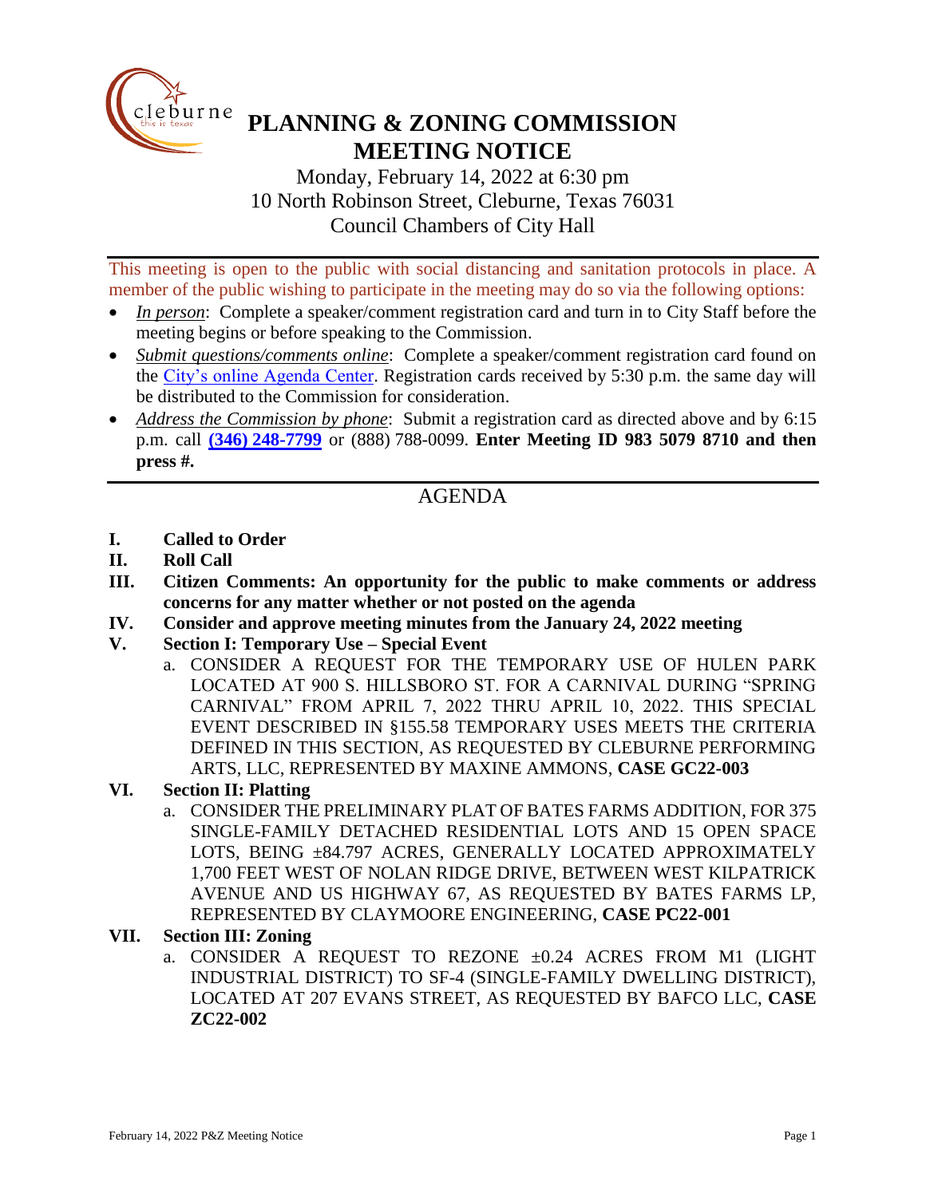# PLANNING & ZONING COMMISSION MEETING NOTICE

Monday, February 14, 2022 at 6:30 pm
10 North Robinson Street, Cleburne, Texas 76031
Council Chambers of City Hall

This meeting is open to the public with social distancing and sanitation protocols in place. A member of the public wishing to participate in the meeting may do so via the following options:

- *In person*: Complete a speaker/comment registration card and turn in to City Staff before the meeting begins or before speaking to the Commission.
- *Submit questions/comments online*: Complete a speaker/comment registration card found on the City's online Agenda Center. Registration cards received by 5:30 p.m. the same day will be distributed to the Commission for consideration.
- *Address the Commission by phone*: Submit a registration card as directed above and by 6:15 p.m. call **(346) 248-7799** or (888) 788-0099. **Enter Meeting ID 983 5079 8710 and then press #.**

## AGENDA

**I. Called to Order**

**II. Roll Call**

**III. Citizen Comments: An opportunity for the public to make comments or address concerns for any matter whether or not posted on the agenda**

**IV. Consider and approve meeting minutes from the January 24, 2022 meeting**

**V. Section I: Temporary Use – Special Event**

a. CONSIDER A REQUEST FOR THE TEMPORARY USE OF HULEN PARK LOCATED AT 900 S. HILLSBORO ST. FOR A CARNIVAL DURING "SPRING CARNIVAL" FROM APRIL 7, 2022 THRU APRIL 10, 2022. THIS SPECIAL EVENT DESCRIBED IN §155.58 TEMPORARY USES MEETS THE CRITERIA DEFINED IN THIS SECTION, AS REQUESTED BY CLEBURNE PERFORMING ARTS, LLC, REPRESENTED BY MAXINE AMMONS, **CASE GC22-003**

**VI. Section II: Platting**

a. CONSIDER THE PRELIMINARY PLAT OF BATES FARMS ADDITION, FOR 375 SINGLE-FAMILY DETACHED RESIDENTIAL LOTS AND 15 OPEN SPACE LOTS, BEING ±84.797 ACRES, GENERALLY LOCATED APPROXIMATELY 1,700 FEET WEST OF NOLAN RIDGE DRIVE, BETWEEN WEST KILPATRICK AVENUE AND US HIGHWAY 67, AS REQUESTED BY BATES FARMS LP, REPRESENTED BY CLAYMOORE ENGINEERING, **CASE PC22-001**

**VII. Section III: Zoning**

a. CONSIDER A REQUEST TO REZONE ±0.24 ACRES FROM M1 (LIGHT INDUSTRIAL DISTRICT) TO SF-4 (SINGLE-FAMILY DWELLING DISTRICT), LOCATED AT 207 EVANS STREET, AS REQUESTED BY BAFCO LLC, **CASE ZC22-002**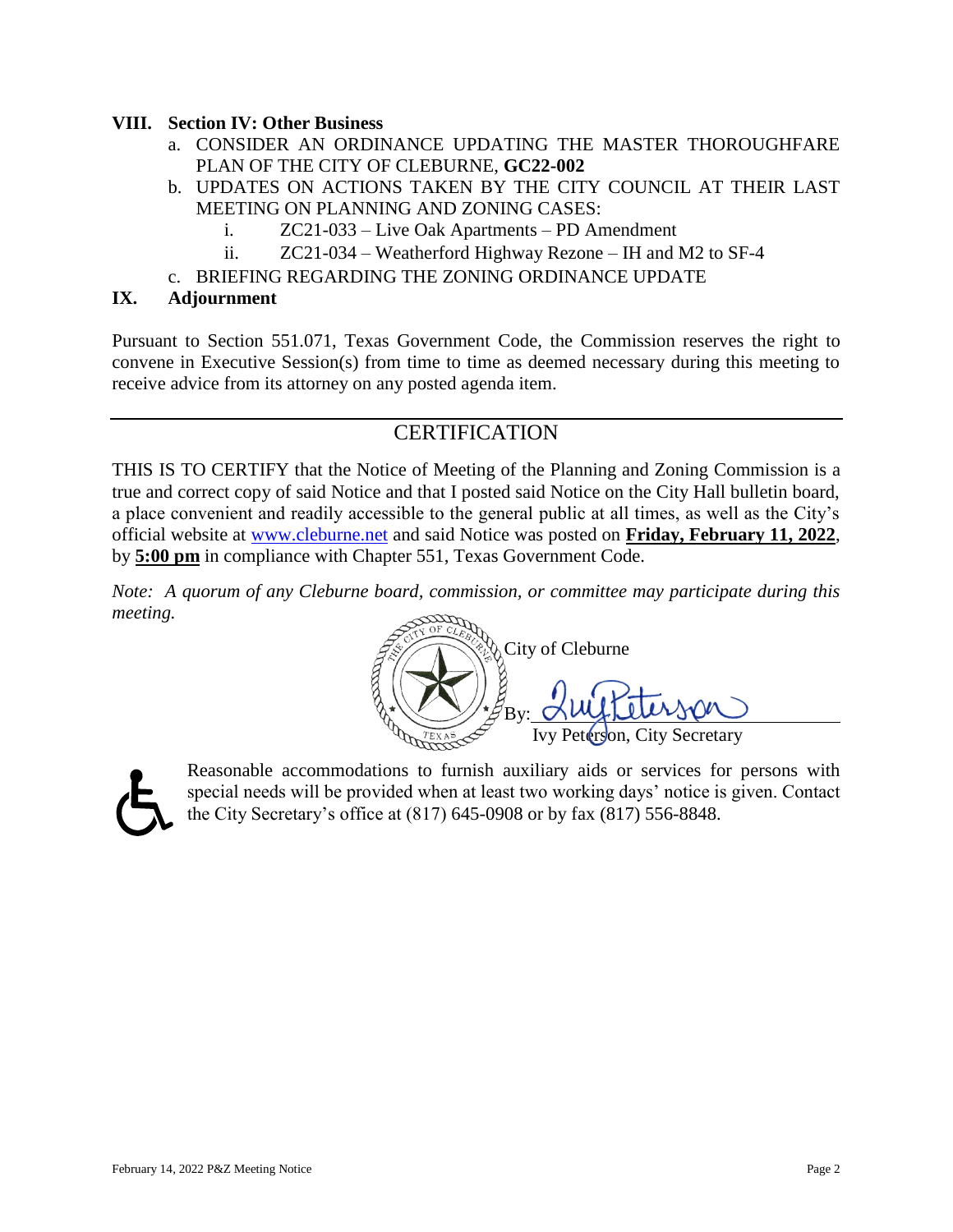**VIII. Section IV: Other Business**

a. CONSIDER AN ORDINANCE UPDATING THE MASTER THOROUGHFARE PLAN OF THE CITY OF CLEBURNE, **GC22-002**

b. UPDATES ON ACTIONS TAKEN BY THE CITY COUNCIL AT THEIR LAST MEETING ON PLANNING AND ZONING CASES:

   i. ZC21-033 – Live Oak Apartments – PD Amendment

   ii. ZC21-034 – Weatherford Highway Rezone – IH and M2 to SF-4

c. BRIEFING REGARDING THE ZONING ORDINANCE UPDATE

**IX. Adjournment**

Pursuant to Section 551.071, Texas Government Code, the Commission reserves the right to convene in Executive Session(s) from time to time as deemed necessary during this meeting to receive advice from its attorney on any posted agenda item.

---

## CERTIFICATION

THIS IS TO CERTIFY that the Notice of Meeting of the Planning and Zoning Commission is a true and correct copy of said Notice and that I posted said Notice on the City Hall bulletin board, a place convenient and readily accessible to the general public at all times, as well as the City's official website at www.cleburne.net and said Notice was posted on **Friday, February 11, 2022**, by **5:00 pm** in compliance with Chapter 551, Texas Government Code.

*Note: A quorum of any Cleburne board, commission, or committee may participate during this meeting.*

City of Cleburne

By: Ivy Peterson

Ivy Peterson, City Secretary

Reasonable accommodations to furnish auxiliary aids or services for persons with special needs will be provided when at least two working days' notice is given. Contact the City Secretary's office at (817) 645-0908 or by fax (817) 556-8848.